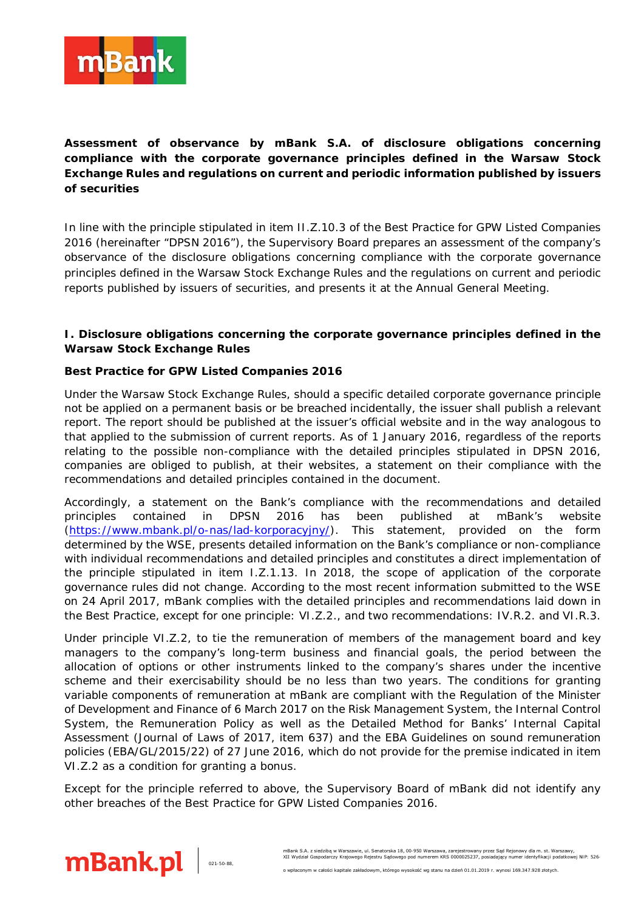**Assessment of observance by mBank S.A. of disclosure obligations concerning compliance with the corporate governance principles defined in the Warsaw Stock Exchange Rules and regulations on current and periodic information published by issuers of securities**

In line with the principle stipulated in item II.Z.10.3 of the Best Practice for GPW Listed Companies 2016 (hereinafter "DPSN 2016"), the Supervisory Board prepares an assessment of the company's observance of the disclosure obligations concerning compliance with the corporate governance principles defined in the Warsaw Stock Exchange Rules and the regulations on current and periodic reports published by issuers of securities, and presents it at the Annual General Meeting.

## I. Disclosure obligations concerning the corporate governance principles defined in the Warsaw Stock Exchange Rules

### Best Practice for GPW Listed Companies 2016

Under the Warsaw Stock Exchange Rules, should a specific detailed corporate governance principle not be applied on a permanent basis or be breached incidentally, the issuer shall publish a relevant report. The report should be published at the issuer's official website and in the way analogous to that applied to the submission of current reports. As of 1 January 2016, regardless of the reports relating to the possible non-compliance with the detailed principles stipulated in DPSN 2016, companies are obliged to publish, at their websites, a statement on their compliance with the recommendations and detailed principles contained in the document.

Accordingly, a statement on the Bank's compliance with the recommendations and detailed principles contained in DPSN 2016 has been published at mBank's website (https://www.mbank.pl/o-nas/lad-korporacyjny/). This statement, provided on the form determined by the WSE, presents detailed information on the Bank's compliance or non-compliance with individual recommendations and detailed principles and constitutes a direct implementation of the principle stipulated in item I.Z.1.13. In 2018, the scope of application of the corporate governance rules did not change. According to the most recent information submitted to the WSE on 24 April 2017, mBank complies with the detailed principles and recommendations laid down in the Best Practice, except for one principle: VI.Z.2., and two recommendations: IV.R.2. and VI.R.3.

Under principle VI.Z.2, to tie the remuneration of members of the management board and key managers to the company's long-term business and financial goals, the period between the allocation of options or other instruments linked to the company's shares under the incentive scheme and their exercisability should be no less than two years. The conditions for granting variable components of remuneration at mBank are compliant with the Regulation of the Minister of Development and Finance of 6 March 2017 on the Risk Management System, the Internal Control System, the Remuneration Policy as well as the Detailed Method for Banks' Internal Capital Assessment (Journal of Laws of 2017, item 637) and the EBA Guidelines on sound remuneration policies (EBA/GL/2015/22) of 27 June 2016, which do not provide for the premise indicated in item VI.Z.2 as a condition for granting a bonus.

Except for the principle referred to above, the Supervisory Board of mBank did not identify any other breaches of the Best Practice for GPW Listed Companies 2016.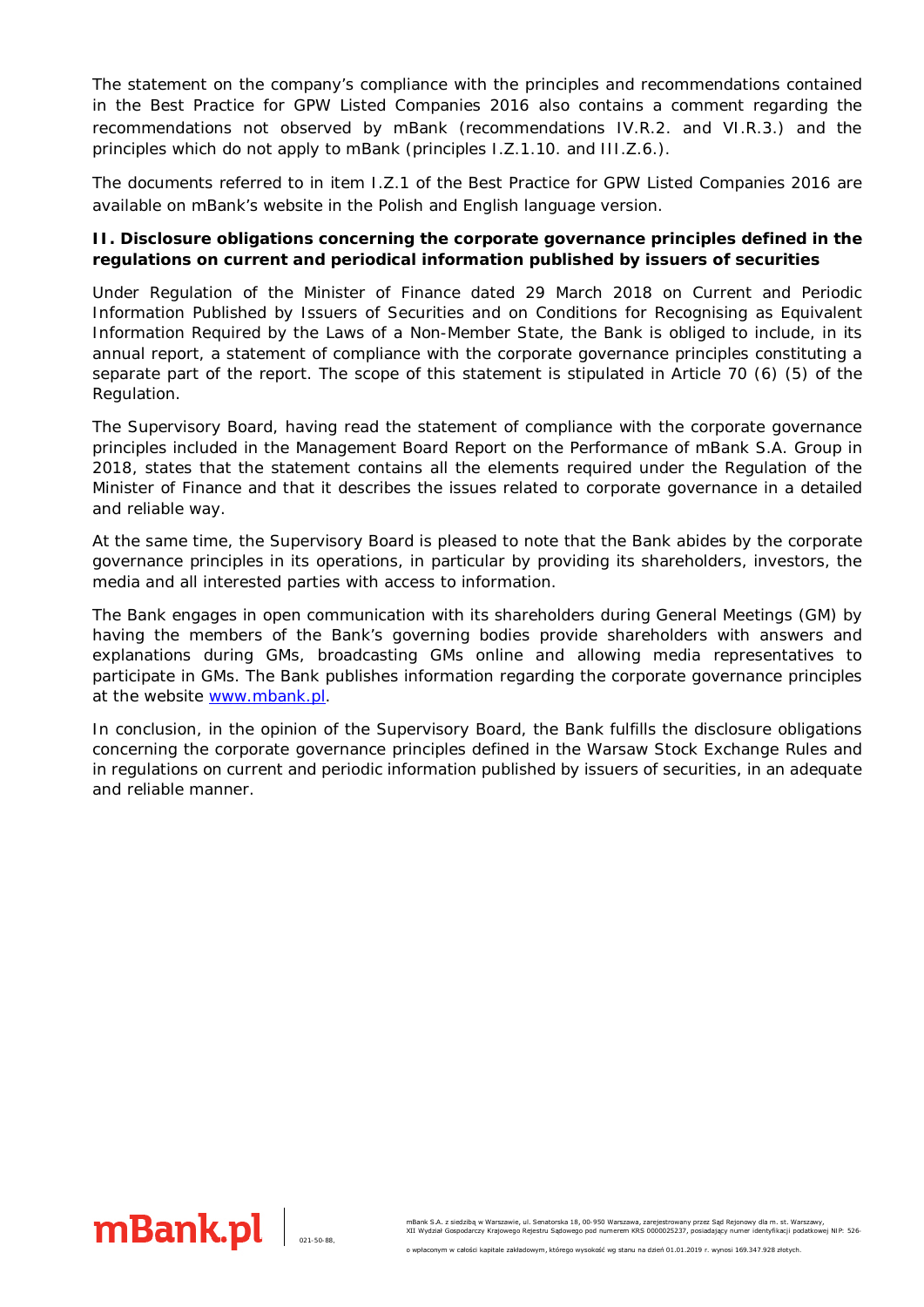The statement on the company's compliance with the principles and recommendations contained in the Best Practice for GPW Listed Companies 2016 also contains a comment regarding the recommendations not observed by mBank (recommendations IV.R.2. and VI.R.3.) and the principles which do not apply to mBank (principles I.Z.1.10. and III.Z.6.).

The documents referred to in item I.Z.1 of the Best Practice for GPW Listed Companies 2016 are available on mBank's website in the Polish and English language version.

**II. Disclosure obligations concerning the corporate governance principles defined in the regulations on current and periodical information published by issuers of securities**

Under Regulation of the Minister of Finance dated 29 March 2018 on Current and Periodic Information Published by Issuers of Securities and on Conditions for Recognising as Equivalent Information Required by the Laws of a Non-Member State, the Bank is obliged to include, in its annual report, a statement of compliance with the corporate governance principles constituting a separate part of the report. The scope of this statement is stipulated in Article 70 (6) (5) of the Regulation.

The Supervisory Board, having read the statement of compliance with the corporate governance principles included in the Management Board Report on the Performance of mBank S.A. Group in 2018, states that the statement contains all the elements required under the Regulation of the Minister of Finance and that it describes the issues related to corporate governance in a detailed and reliable way.

At the same time, the Supervisory Board is pleased to note that the Bank abides by the corporate governance principles in its operations, in particular by providing its shareholders, investors, the media and all interested parties with access to information.

The Bank engages in open communication with its shareholders during General Meetings (GM) by having the members of the Bank's governing bodies provide shareholders with answers and explanations during GMs, broadcasting GMs online and allowing media representatives to participate in GMs. The Bank publishes information regarding the corporate governance principles at the website www.mbank.pl.

In conclusion, in the opinion of the Supervisory Board, the Bank fulfills the disclosure obligations concerning the corporate governance principles defined in the Warsaw Stock Exchange Rules and in regulations on current and periodic information published by issuers of securities, in an adequate and reliable manner.